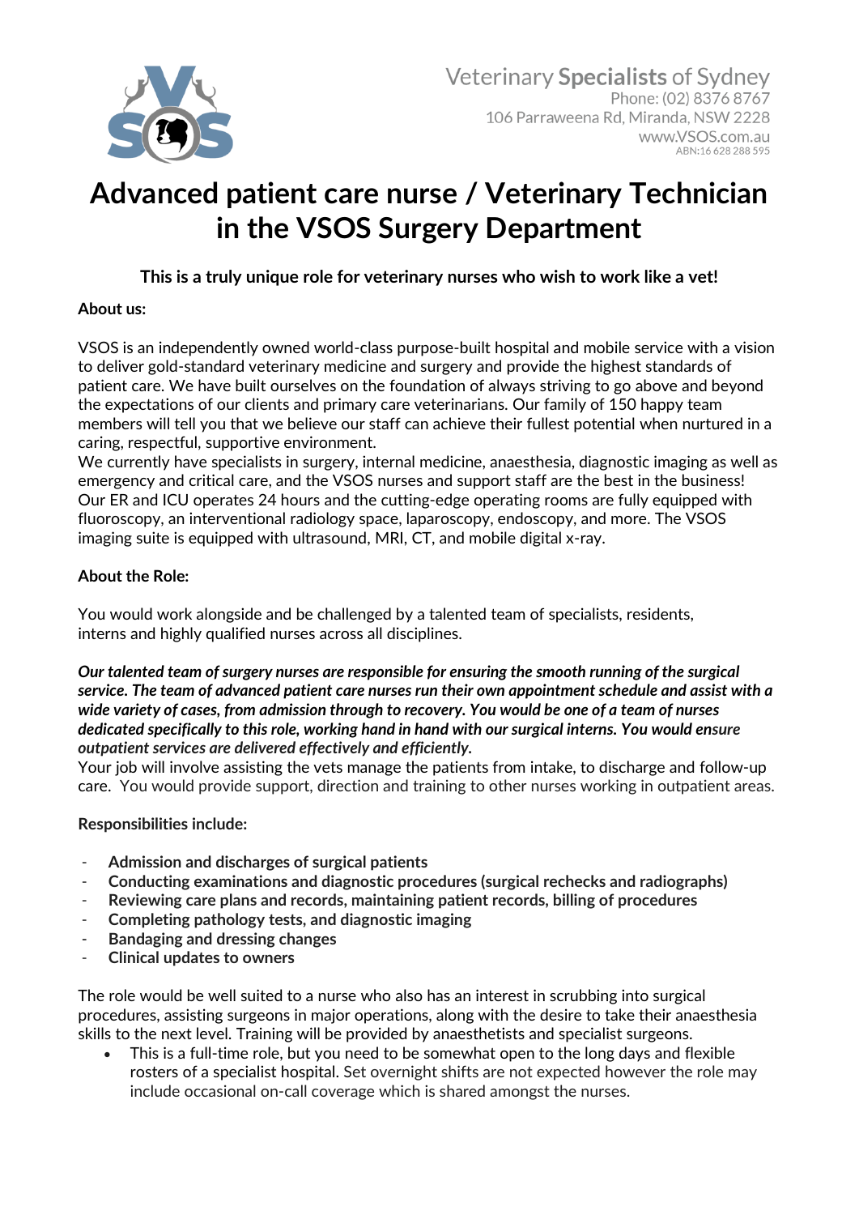Veterinary **Specialists** of Sydney
Phone: (02) 8376 8767
106 Parraweena Rd, Miranda, NSW 2228
www.VSOS.com.au
ABN:16 628 288 595

# Advanced patient care nurse / Veterinary Technician in the VSOS Surgery Department

**This is a truly unique role for veterinary nurses who wish to work like a vet!**

**About us:**

VSOS is an independently owned world-class purpose-built hospital and mobile service with a vision to deliver gold-standard veterinary medicine and surgery and provide the highest standards of patient care. We have built ourselves on the foundation of always striving to go above and beyond the expectations of our clients and primary care veterinarians. Our family of 150 happy team members will tell you that we believe our staff can achieve their fullest potential when nurtured in a caring, respectful, supportive environment.
We currently have specialists in surgery, internal medicine, anaesthesia, diagnostic imaging as well as emergency and critical care, and the VSOS nurses and support staff are the best in the business! Our ER and ICU operates 24 hours and the cutting-edge operating rooms are fully equipped with fluoroscopy, an interventional radiology space, laparoscopy, endoscopy, and more. The VSOS imaging suite is equipped with ultrasound, MRI, CT, and mobile digital x-ray.

**About the Role:**

You would work alongside and be challenged by a talented team of specialists, residents, interns and highly qualified nurses across all disciplines.

***Our talented team of surgery nurses are responsible for ensuring the smooth running of the surgical service. The team of advanced patient care nurses run their own appointment schedule and assist with a wide variety of cases, from admission through to recovery. You would be one of a team of nurses dedicated specifically to this role, working hand in hand with our surgical interns. You would ensure outpatient services are delivered effectively and efficiently.***
Your job will involve assisting the vets manage the patients from intake, to discharge and follow-up care. You would provide support, direction and training to other nurses working in outpatient areas.

**Responsibilities include:**

- **Admission and discharges of surgical patients**
- **Conducting examinations and diagnostic procedures (surgical rechecks and radiographs)**
- **Reviewing care plans and records, maintaining patient records, billing of procedures**
- **Completing pathology tests, and diagnostic imaging**
- **Bandaging and dressing changes**
- **Clinical updates to owners**

The role would be well suited to a nurse who also has an interest in scrubbing into surgical procedures, assisting surgeons in major operations, along with the desire to take their anaesthesia skills to the next level. Training will be provided by anaesthetists and specialist surgeons.

- This is a full-time role, but you need to be somewhat open to the long days and flexible rosters of a specialist hospital. Set overnight shifts are not expected however the role may include occasional on-call coverage which is shared amongst the nurses.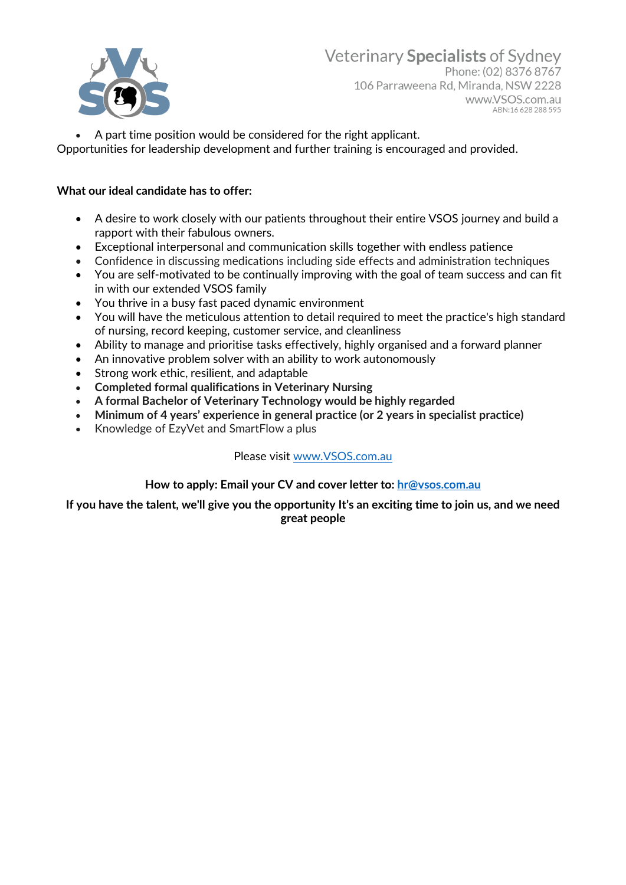- A part time position would be considered for the right applicant.

Opportunities for leadership development and further training is encouraged and provided.

**What our ideal candidate has to offer:**

- A desire to work closely with our patients throughout their entire VSOS journey and build a rapport with their fabulous owners.
- Exceptional interpersonal and communication skills together with endless patience
- Confidence in discussing medications including side effects and administration techniques
- You are self-motivated to be continually improving with the goal of team success and can fit in with our extended VSOS family
- You thrive in a busy fast paced dynamic environment
- You will have the meticulous attention to detail required to meet the practice's high standard of nursing, record keeping, customer service, and cleanliness
- Ability to manage and prioritise tasks effectively, highly organised and a forward planner
- An innovative problem solver with an ability to work autonomously
- Strong work ethic, resilient, and adaptable
- **Completed formal qualifications in Veterinary Nursing**
- **A formal Bachelor of Veterinary Technology would be highly regarded**
- **Minimum of 4 years' experience in general practice (or 2 years in specialist practice)**
- Knowledge of EzyVet and SmartFlow a plus

Please visit [www.VSOS.com.au](http://www.VSOS.com.au)

**How to apply: Email your CV and cover letter to: [hr@vsos.com.au](mailto:hr@vsos.com.au)**

**If you have the talent, we'll give you the opportunity It's an exciting time to join us, and we need great people**